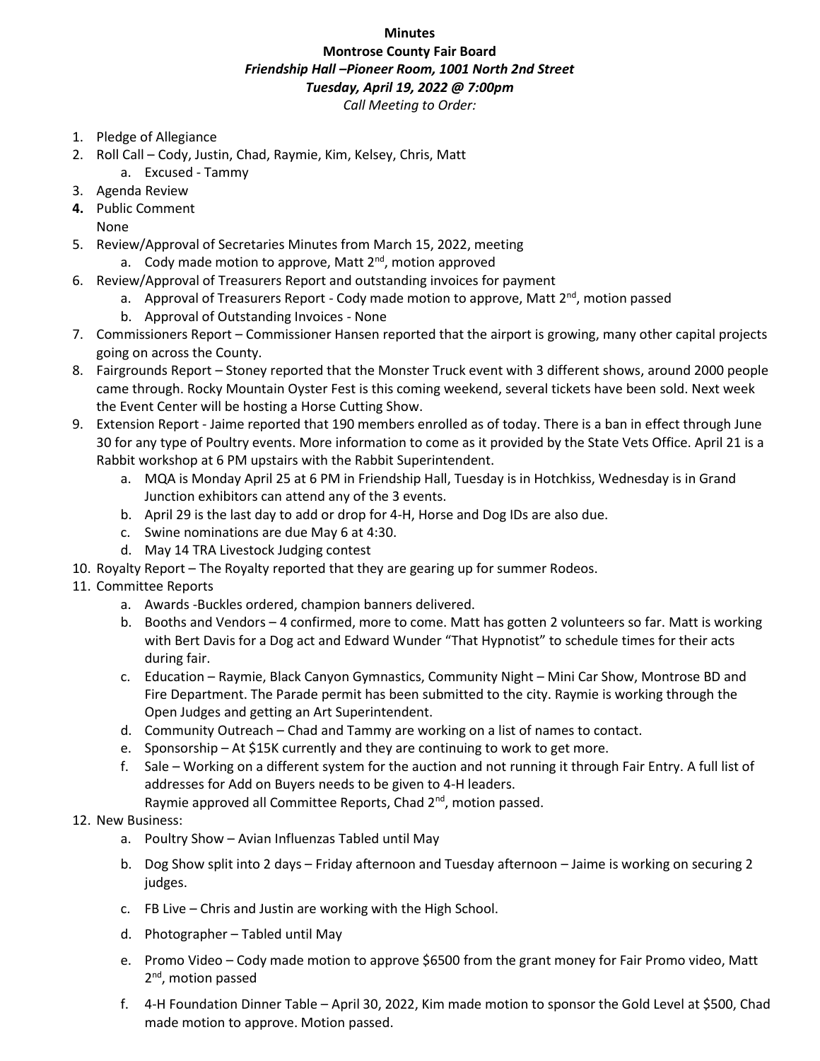**Minutes**
**Montrose County Fair Board**
***Friendship Hall –Pioneer Room, 1001 North 2nd Street***
***Tuesday, April 19, 2022 @ 7:00pm***
*Call Meeting to Order:*

1. Pledge of Allegiance
2. Roll Call – Cody, Justin, Chad, Raymie, Kim, Kelsey, Chris, Matt
   a. Excused - Tammy
3. Agenda Review
4. Public Comment
   None
5. Review/Approval of Secretaries Minutes from March 15, 2022, meeting
   a. Cody made motion to approve, Matt 2nd, motion approved
6. Review/Approval of Treasurers Report and outstanding invoices for payment
   a. Approval of Treasurers Report - Cody made motion to approve, Matt 2nd, motion passed
   b. Approval of Outstanding Invoices - None
7. Commissioners Report – Commissioner Hansen reported that the airport is growing, many other capital projects going on across the County.
8. Fairgrounds Report – Stoney reported that the Monster Truck event with 3 different shows, around 2000 people came through. Rocky Mountain Oyster Fest is this coming weekend, several tickets have been sold. Next week the Event Center will be hosting a Horse Cutting Show.
9. Extension Report - Jaime reported that 190 members enrolled as of today. There is a ban in effect through June 30 for any type of Poultry events. More information to come as it provided by the State Vets Office. April 21 is a Rabbit workshop at 6 PM upstairs with the Rabbit Superintendent.
   a. MQA is Monday April 25 at 6 PM in Friendship Hall, Tuesday is in Hotchkiss, Wednesday is in Grand Junction exhibitors can attend any of the 3 events.
   b. April 29 is the last day to add or drop for 4-H, Horse and Dog IDs are also due.
   c. Swine nominations are due May 6 at 4:30.
   d. May 14 TRA Livestock Judging contest
10. Royalty Report – The Royalty reported that they are gearing up for summer Rodeos.
11. Committee Reports
    a. Awards -Buckles ordered, champion banners delivered.
    b. Booths and Vendors – 4 confirmed, more to come. Matt has gotten 2 volunteers so far. Matt is working with Bert Davis for a Dog act and Edward Wunder "That Hypnotist" to schedule times for their acts during fair.
    c. Education – Raymie, Black Canyon Gymnastics, Community Night – Mini Car Show, Montrose BD and Fire Department. The Parade permit has been submitted to the city. Raymie is working through the Open Judges and getting an Art Superintendent.
    d. Community Outreach – Chad and Tammy are working on a list of names to contact.
    e. Sponsorship – At $15K currently and they are continuing to work to get more.
    f. Sale – Working on a different system for the auction and not running it through Fair Entry. A full list of addresses for Add on Buyers needs to be given to 4-H leaders.
       Raymie approved all Committee Reports, Chad 2nd, motion passed.
12. New Business:
    a. Poultry Show – Avian Influenzas Tabled until May
    b. Dog Show split into 2 days – Friday afternoon and Tuesday afternoon – Jaime is working on securing 2 judges.
    c. FB Live – Chris and Justin are working with the High School.
    d. Photographer – Tabled until May
    e. Promo Video – Cody made motion to approve $6500 from the grant money for Fair Promo video, Matt 2nd, motion passed
    f. 4-H Foundation Dinner Table – April 30, 2022, Kim made motion to sponsor the Gold Level at $500, Chad made motion to approve. Motion passed.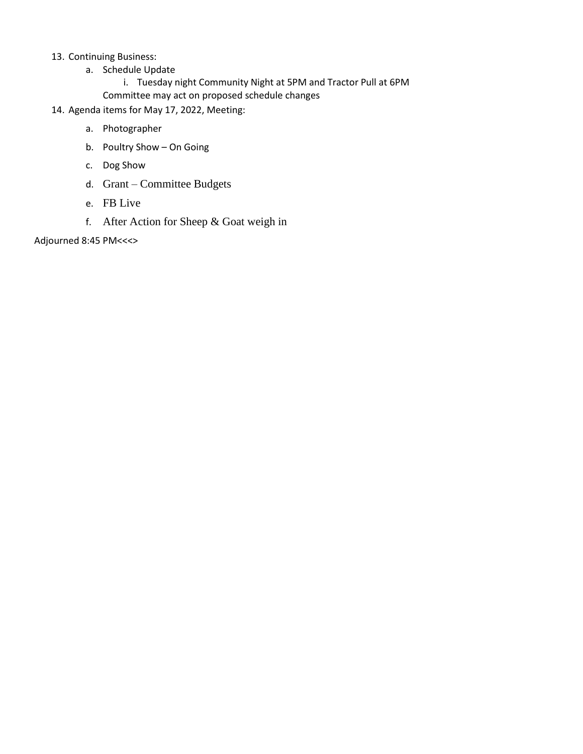13. Continuing Business:
    a. Schedule Update
        i. Tuesday night Community Night at 5PM and Tractor Pull at 6PM

    Committee may act on proposed schedule changes

14. Agenda items for May 17, 2022, Meeting:
    a. Photographer
    b. Poultry Show – On Going
    c. Dog Show
    d. Grant – Committee Budgets
    e. FB Live
    f. After Action for Sheep & Goat weigh in

Adjourned 8:45 PM<<<>